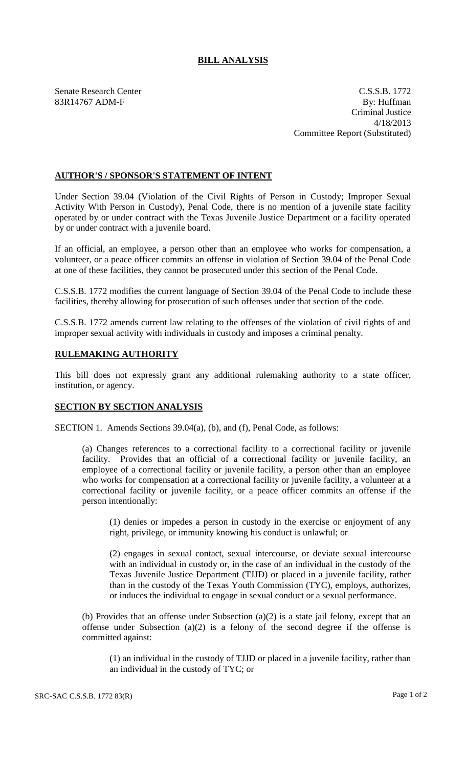# BILL ANALYSIS

Senate Research Center
83R14767 ADM-F

C.S.S.B. 1772
By: Huffman
Criminal Justice
4/18/2013
Committee Report (Substituted)

## AUTHOR'S / SPONSOR'S STATEMENT OF INTENT

Under Section 39.04 (Violation of the Civil Rights of Person in Custody; Improper Sexual Activity With Person in Custody), Penal Code, there is no mention of a juvenile state facility operated by or under contract with the Texas Juvenile Justice Department or a facility operated by or under contract with a juvenile board.

If an official, an employee, a person other than an employee who works for compensation, a volunteer, or a peace officer commits an offense in violation of Section 39.04 of the Penal Code at one of these facilities, they cannot be prosecuted under this section of the Penal Code.

C.S.S.B. 1772 modifies the current language of Section 39.04 of the Penal Code to include these facilities, thereby allowing for prosecution of such offenses under that section of the code.

C.S.S.B. 1772 amends current law relating to the offenses of the violation of civil rights of and improper sexual activity with individuals in custody and imposes a criminal penalty.

## RULEMAKING AUTHORITY

This bill does not expressly grant any additional rulemaking authority to a state officer, institution, or agency.

## SECTION BY SECTION ANALYSIS

SECTION 1. Amends Sections 39.04(a), (b), and (f), Penal Code, as follows:

(a) Changes references to a correctional facility to a correctional facility or juvenile facility. Provides that an official of a correctional facility or juvenile facility, an employee of a correctional facility or juvenile facility, a person other than an employee who works for compensation at a correctional facility or juvenile facility, a volunteer at a correctional facility or juvenile facility, or a peace officer commits an offense if the person intentionally:

(1) denies or impedes a person in custody in the exercise or enjoyment of any right, privilege, or immunity knowing his conduct is unlawful; or

(2) engages in sexual contact, sexual intercourse, or deviate sexual intercourse with an individual in custody or, in the case of an individual in the custody of the Texas Juvenile Justice Department (TJJD) or placed in a juvenile facility, rather than in the custody of the Texas Youth Commission (TYC), employs, authorizes, or induces the individual to engage in sexual conduct or a sexual performance.

(b) Provides that an offense under Subsection (a)(2) is a state jail felony, except that an offense under Subsection (a)(2) is a felony of the second degree if the offense is committed against:

(1) an individual in the custody of TJJD or placed in a juvenile facility, rather than an individual in the custody of TYC; or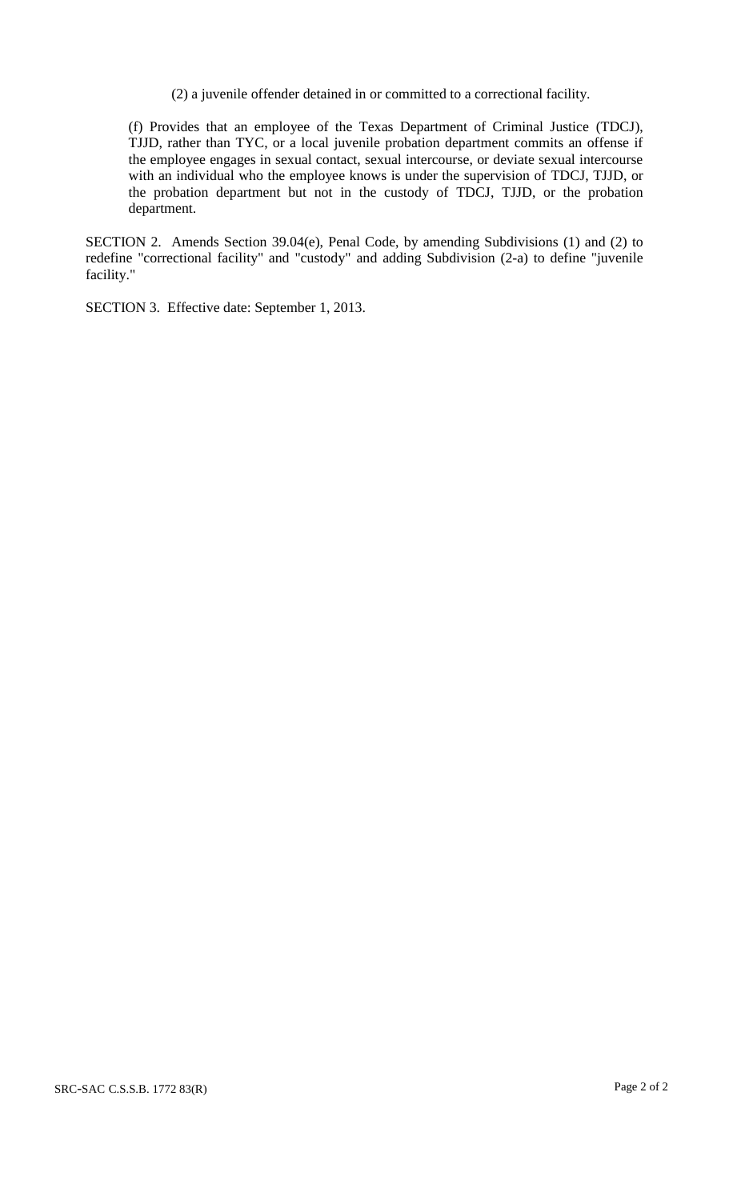(2) a juvenile offender detained in or committed to a correctional facility.

(f) Provides that an employee of the Texas Department of Criminal Justice (TDCJ), TJJD, rather than TYC, or a local juvenile probation department commits an offense if the employee engages in sexual contact, sexual intercourse, or deviate sexual intercourse with an individual who the employee knows is under the supervision of TDCJ, TJJD, or the probation department but not in the custody of TDCJ, TJJD, or the probation department.

SECTION 2. Amends Section 39.04(e), Penal Code, by amending Subdivisions (1) and (2) to redefine "correctional facility" and "custody" and adding Subdivision (2-a) to define "juvenile facility."

SECTION 3. Effective date: September 1, 2013.